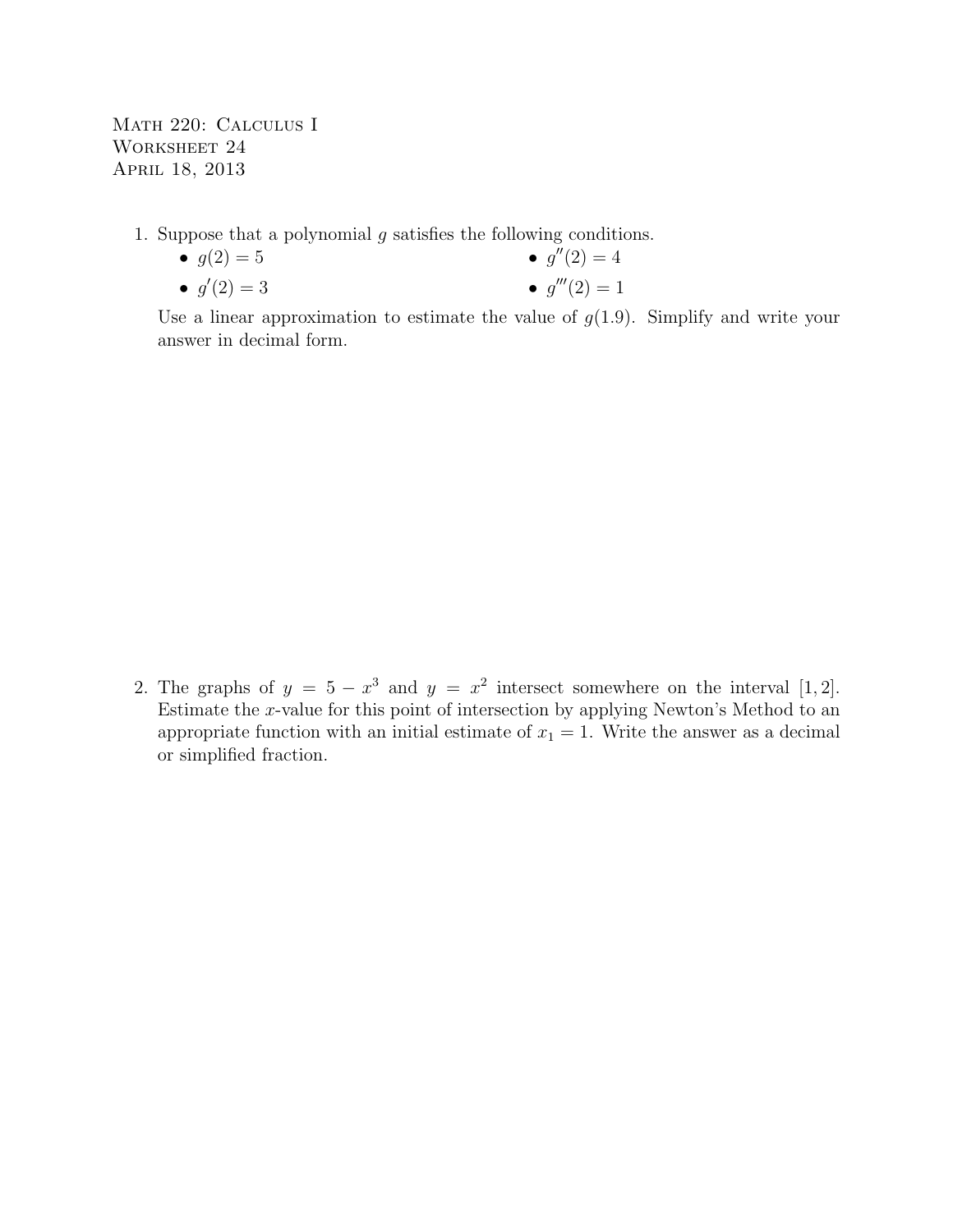Math 220: Calculus I
Worksheet 24
April 18, 2013

1. Suppose that a polynomial $g$ satisfies the following conditions.
   - $g(2) = 5$
   - $g''(2) = 4$
   - $g'(2) = 3$
   - $g'''(2) = 1$

   Use a linear approximation to estimate the value of $g(1.9)$. Simplify and write your answer in decimal form.

2. The graphs of $y = 5 - x^3$ and $y = x^2$ intersect somewhere on the interval $[1, 2]$. Estimate the $x$-value for this point of intersection by applying Newton's Method to an appropriate function with an initial estimate of $x_1 = 1$. Write the answer as a decimal or simplified fraction.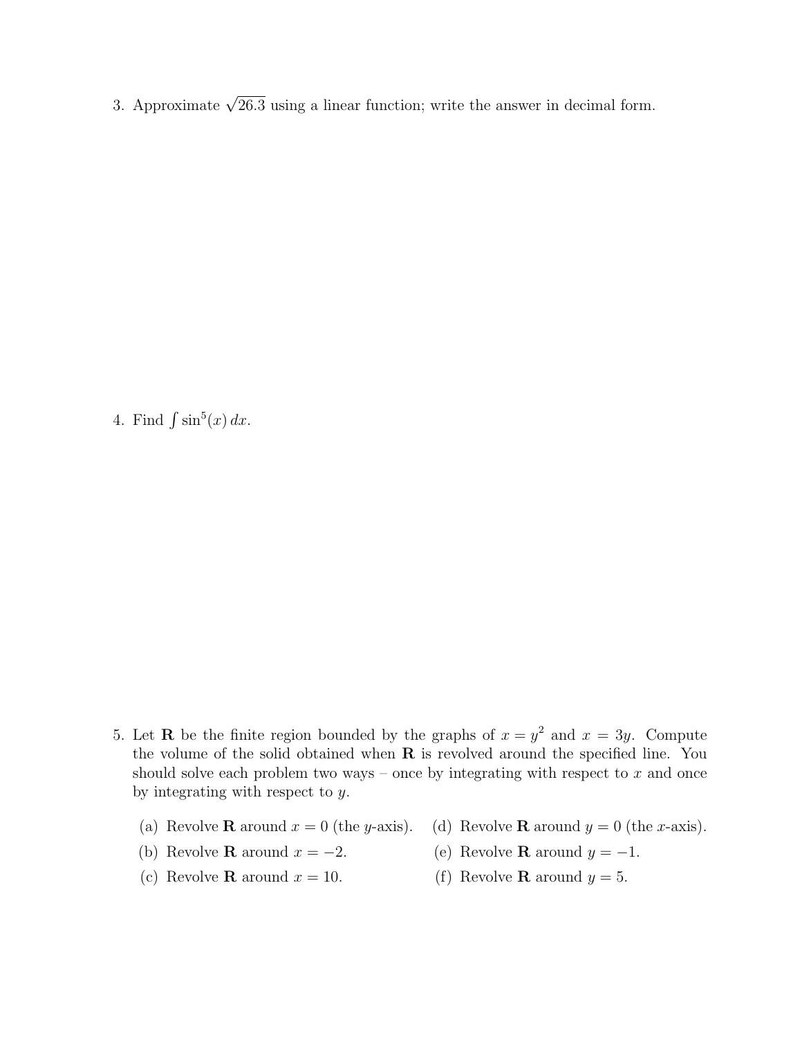3. Approximate $\sqrt{26.3}$ using a linear function; write the answer in decimal form.

4. Find $\int \sin^5(x)\,dx$.

5. Let $\mathbf{R}$ be the finite region bounded by the graphs of $x = y^2$ and $x = 3y$. Compute the volume of the solid obtained when $\mathbf{R}$ is revolved around the specified line. You should solve each problem two ways – once by integrating with respect to $x$ and once by integrating with respect to $y$.

   (a) Revolve $\mathbf{R}$ around $x = 0$ (the $y$-axis).

   (b) Revolve $\mathbf{R}$ around $x = -2$.

   (c) Revolve $\mathbf{R}$ around $x = 10$.

   (d) Revolve $\mathbf{R}$ around $y = 0$ (the $x$-axis).

   (e) Revolve $\mathbf{R}$ around $y = -1$.

   (f) Revolve $\mathbf{R}$ around $y = 5$.